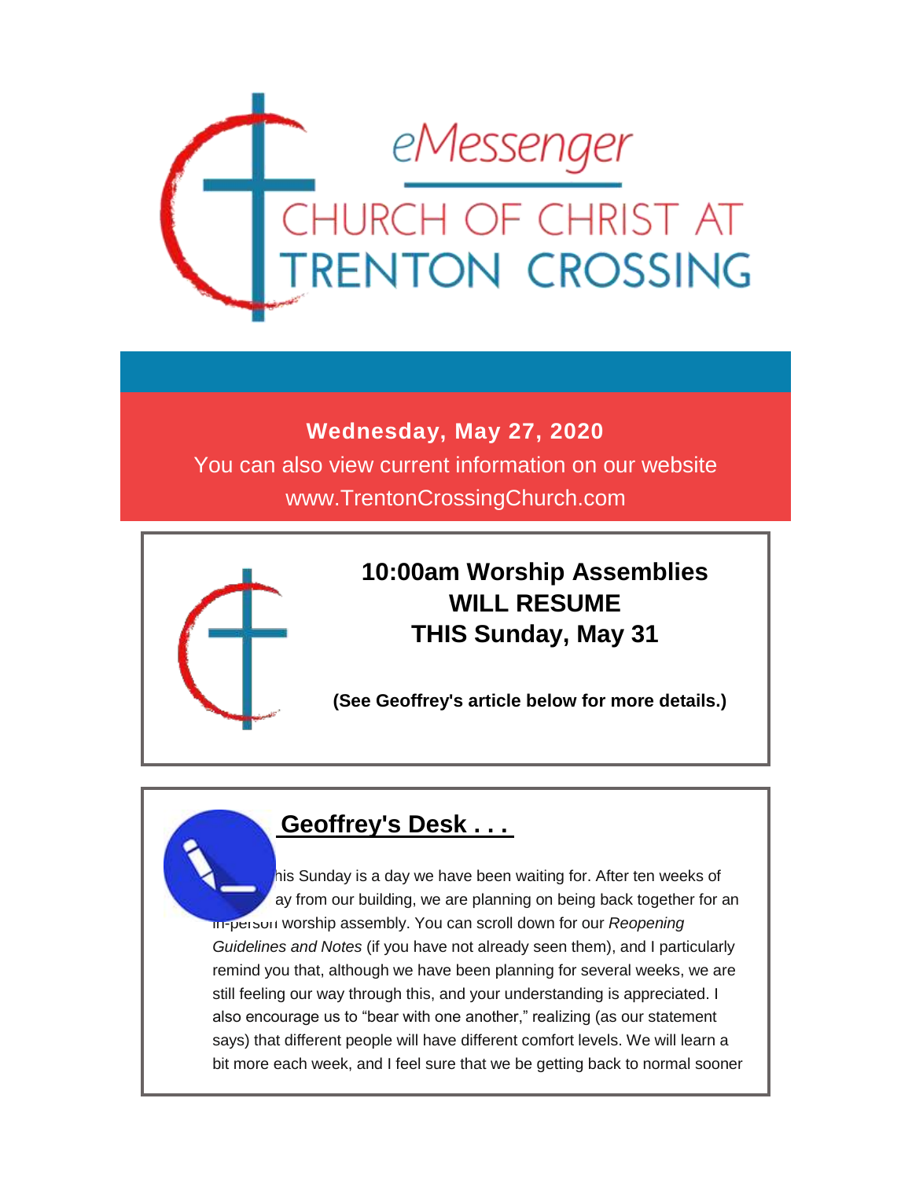# eMessenger

## CHURCH OF CHRIST AT TRENTON CROSSING

**Wednesday, May 27, 2020**

You can also view current information on our website
www.TrentonCrossingChurch.com

## 10:00am Worship Assemblies WILL RESUME THIS Sunday, May 31

**(See Geoffrey's article below for more details.)**

## Geoffrey's Desk . . .

his Sunday is a day we have been waiting for. After ten weeks of ay from our building, we are planning on being back together for an in-person worship assembly. You can scroll down for our *Reopening Guidelines and Notes* (if you have not already seen them), and I particularly remind you that, although we have been planning for several weeks, we are still feeling our way through this, and your understanding is appreciated. I also encourage us to "bear with one another," realizing (as our statement says) that different people will have different comfort levels. We will learn a bit more each week, and I feel sure that we be getting back to normal sooner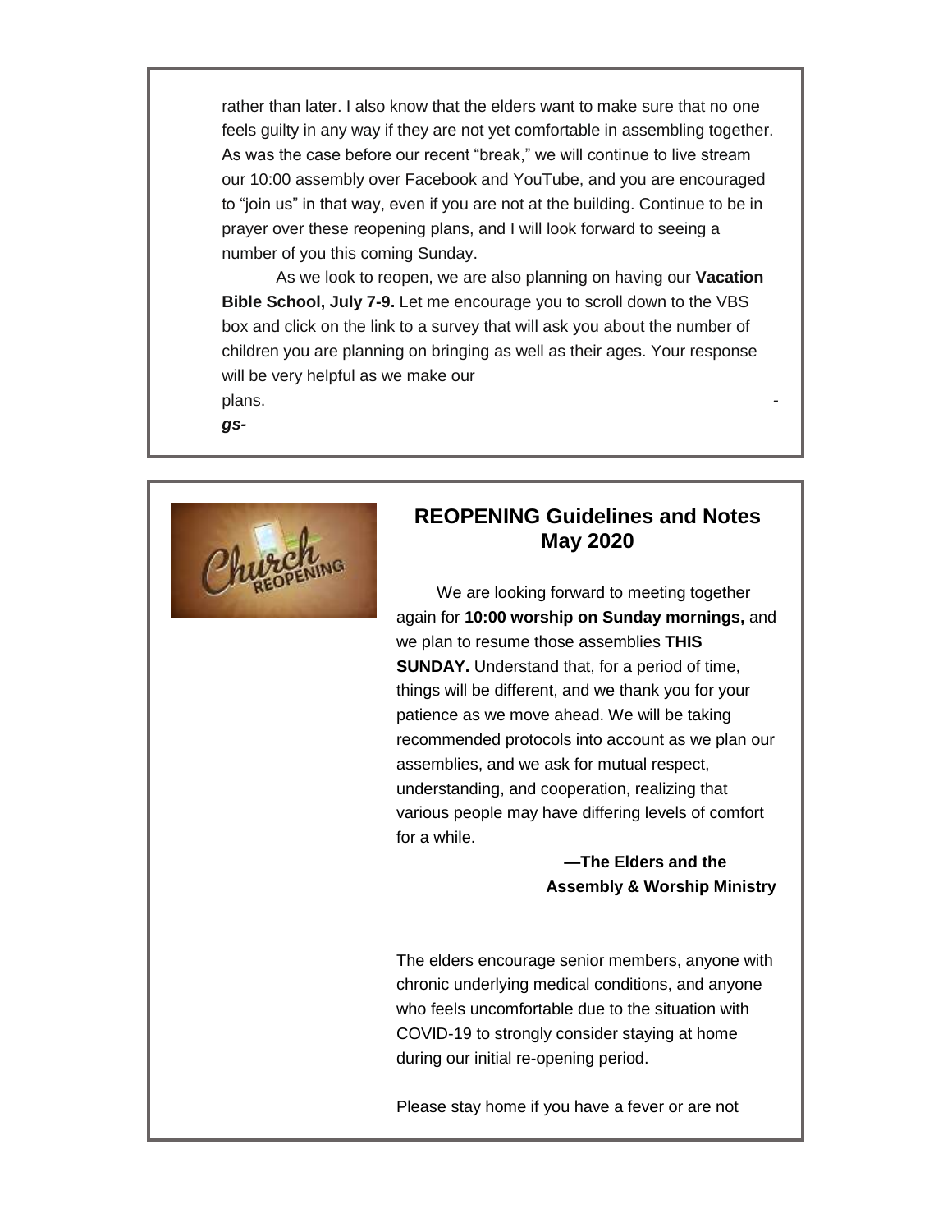rather than later. I also know that the elders want to make sure that no one feels guilty in any way if they are not yet comfortable in assembling together. As was the case before our recent "break," we will continue to live stream our 10:00 assembly over Facebook and YouTube, and you are encouraged to "join us" in that way, even if you are not at the building. Continue to be in prayer over these reopening plans, and I will look forward to seeing a number of you this coming Sunday.

As we look to reopen, we are also planning on having our **Vacation Bible School, July 7-9.** Let me encourage you to scroll down to the VBS box and click on the link to a survey that will ask you about the number of children you are planning on bringing as well as their ages. Your response will be very helpful as we make our plans. ***-***

***gs-***

## REOPENING Guidelines and Notes May 2020

We are looking forward to meeting together again for **10:00 worship on Sunday mornings,** and we plan to resume those assemblies **THIS SUNDAY.** Understand that, for a period of time, things will be different, and we thank you for your patience as we move ahead. We will be taking recommended protocols into account as we plan our assemblies, and we ask for mutual respect, understanding, and cooperation, realizing that various people may have differing levels of comfort for a while.

**—The Elders and the Assembly & Worship Ministry**

The elders encourage senior members, anyone with chronic underlying medical conditions, and anyone who feels uncomfortable due to the situation with COVID-19 to strongly consider staying at home during our initial re-opening period.

Please stay home if you have a fever or are not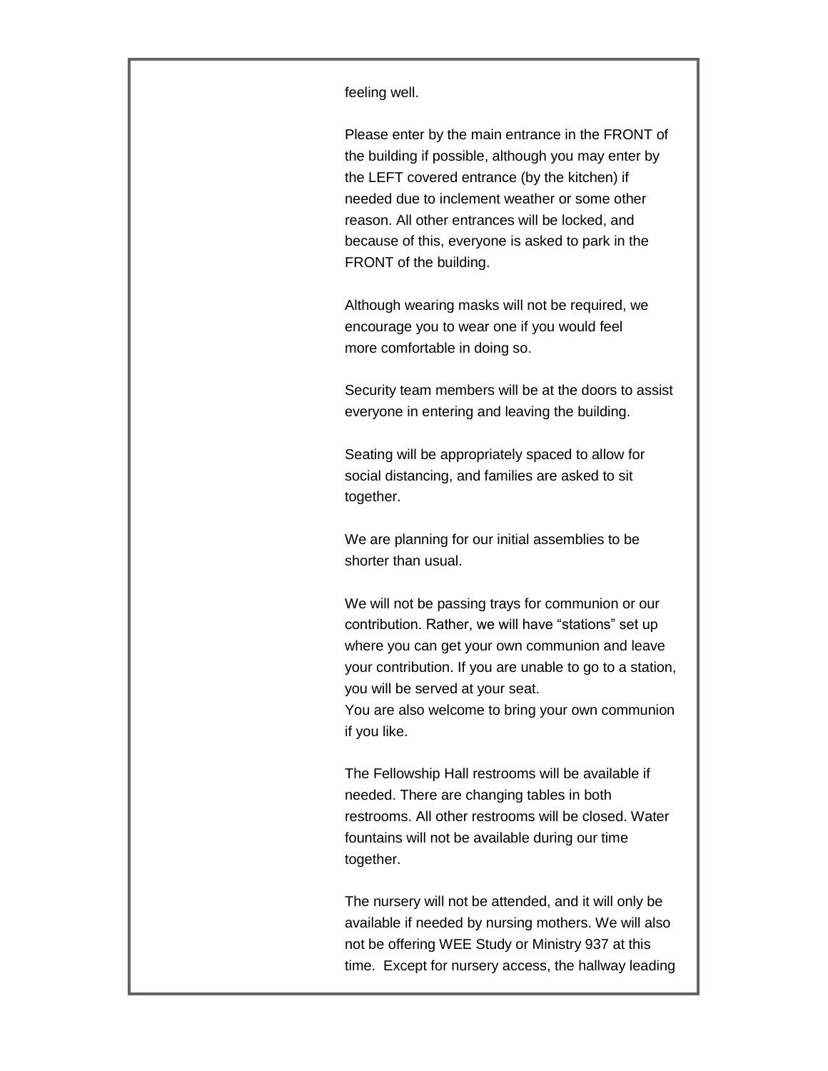feeling well.

Please enter by the main entrance in the FRONT of the building if possible, although you may enter by the LEFT covered entrance (by the kitchen) if needed due to inclement weather or some other reason. All other entrances will be locked, and because of this, everyone is asked to park in the FRONT of the building.

Although wearing masks will not be required, we encourage you to wear one if you would feel more comfortable in doing so.

Security team members will be at the doors to assist everyone in entering and leaving the building.

Seating will be appropriately spaced to allow for social distancing, and families are asked to sit together.

We are planning for our initial assemblies to be shorter than usual.

We will not be passing trays for communion or our contribution. Rather, we will have "stations" set up where you can get your own communion and leave your contribution. If you are unable to go to a station, you will be served at your seat.
You are also welcome to bring your own communion if you like.

The Fellowship Hall restrooms will be available if needed. There are changing tables in both restrooms. All other restrooms will be closed. Water fountains will not be available during our time together.

The nursery will not be attended, and it will only be available if needed by nursing mothers. We will also not be offering WEE Study or Ministry 937 at this time. Except for nursery access, the hallway leading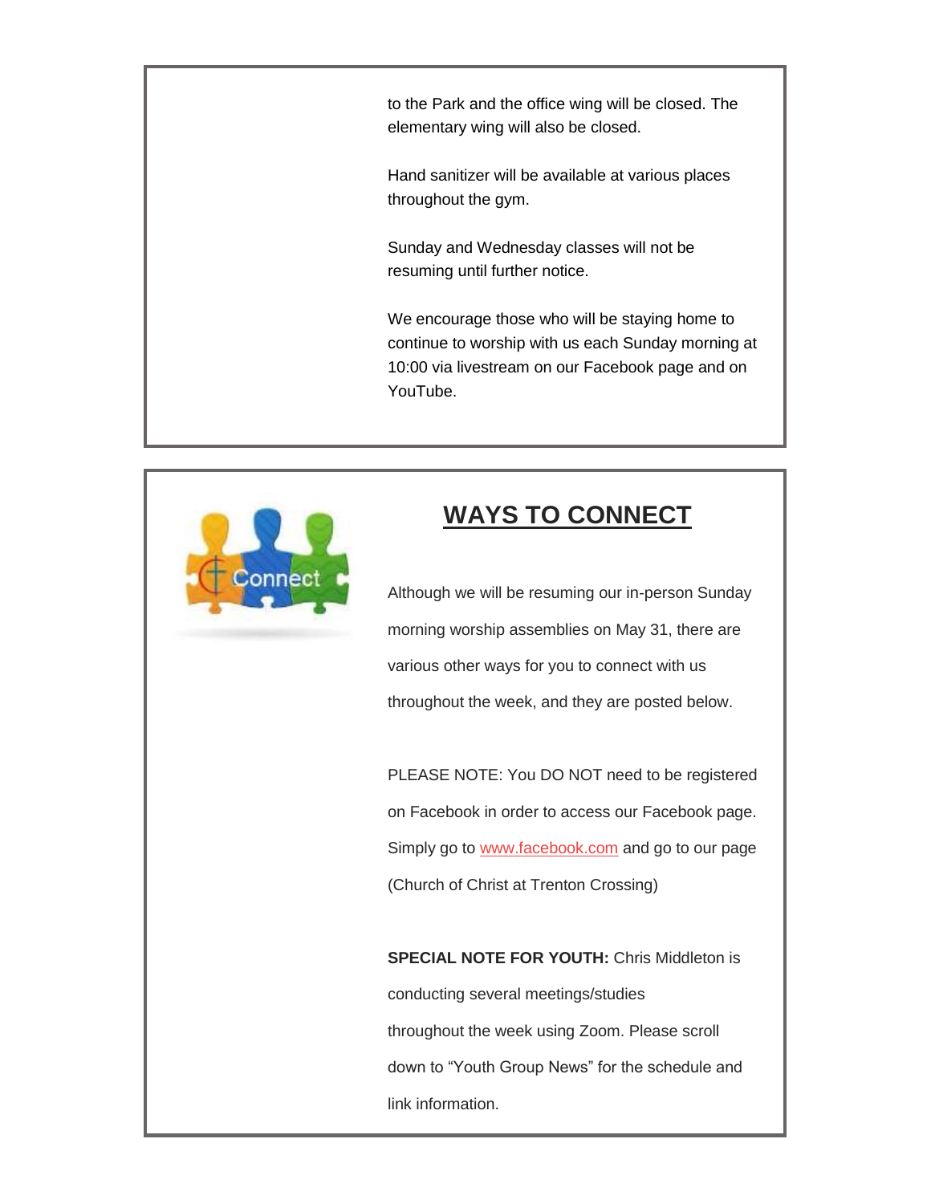to the Park and the office wing will be closed. The elementary wing will also be closed.

Hand sanitizer will be available at various places throughout the gym.

Sunday and Wednesday classes will not be resuming until further notice.

We encourage those who will be staying home to continue to worship with us each Sunday morning at 10:00 via livestream on our Facebook page and on YouTube.

## WAYS TO CONNECT

Although we will be resuming our in-person Sunday morning worship assemblies on May 31, there are various other ways for you to connect with us throughout the week, and they are posted below.

PLEASE NOTE: You DO NOT need to be registered on Facebook in order to access our Facebook page. Simply go to www.facebook.com and go to our page (Church of Christ at Trenton Crossing)

**SPECIAL NOTE FOR YOUTH:** Chris Middleton is conducting several meetings/studies throughout the week using Zoom. Please scroll down to "Youth Group News" for the schedule and link information.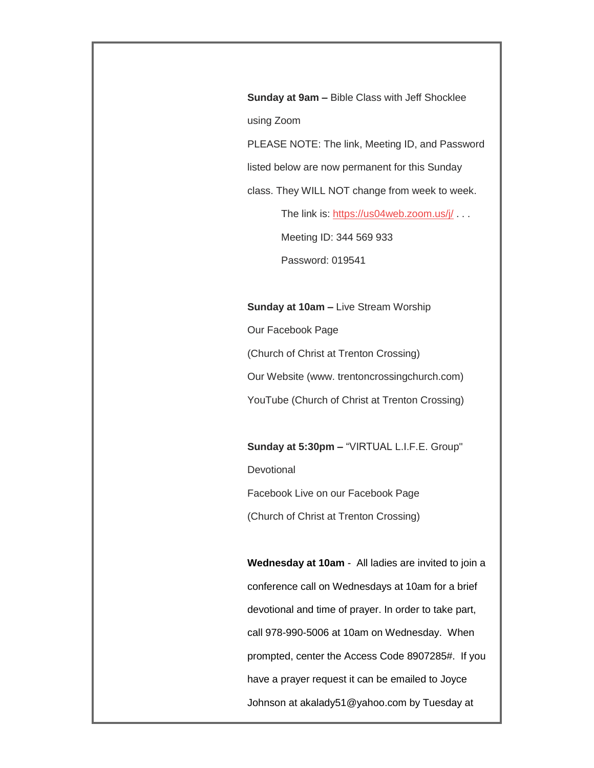**Sunday at 9am –** Bible Class with Jeff Shocklee using Zoom

PLEASE NOTE: The link, Meeting ID, and Password listed below are now permanent for this Sunday class. They WILL NOT change from week to week.

The link is: https://us04web.zoom.us/j/ . . .

Meeting ID: 344 569 933

Password: 019541

**Sunday at 10am –** Live Stream Worship

Our Facebook Page

(Church of Christ at Trenton Crossing)

Our Website (www. trentoncrossingchurch.com)

YouTube (Church of Christ at Trenton Crossing)

**Sunday at 5:30pm –** “VIRTUAL L.I.F.E. Group" Devotional

Facebook Live on our Facebook Page

(Church of Christ at Trenton Crossing)

**Wednesday at 10am** - All ladies are invited to join a conference call on Wednesdays at 10am for a brief devotional and time of prayer. In order to take part, call 978-990-5006 at 10am on Wednesday. When prompted, center the Access Code 8907285#. If you have a prayer request it can be emailed to Joyce Johnson at akalady51@yahoo.com by Tuesday at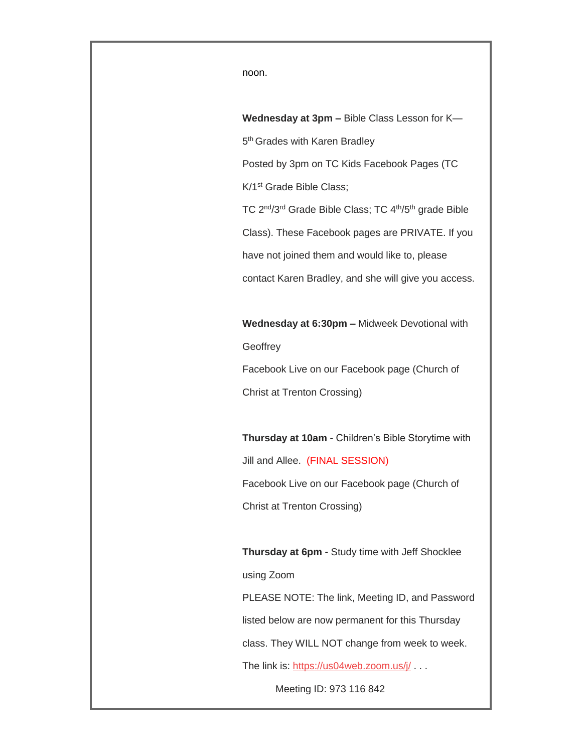noon.

**Wednesday at 3pm –** Bible Class Lesson for K—5th Grades with Karen Bradley

Posted by 3pm on TC Kids Facebook Pages (TC K/1st Grade Bible Class;

TC 2nd/3rd Grade Bible Class; TC 4th/5th grade Bible Class). These Facebook pages are PRIVATE. If you have not joined them and would like to, please contact Karen Bradley, and she will give you access.

**Wednesday at 6:30pm –** Midweek Devotional with Geoffrey

Facebook Live on our Facebook page (Church of Christ at Trenton Crossing)

**Thursday at 10am -** Children's Bible Storytime with Jill and Allee. (FINAL SESSION)

Facebook Live on our Facebook page (Church of Christ at Trenton Crossing)

**Thursday at 6pm -** Study time with Jeff Shocklee using Zoom

PLEASE NOTE: The link, Meeting ID, and Password listed below are now permanent for this Thursday class. They WILL NOT change from week to week.

The link is: [https://us04web.zoom.us/j/](https://us04web.zoom.us/j/) . . .

Meeting ID: 973 116 842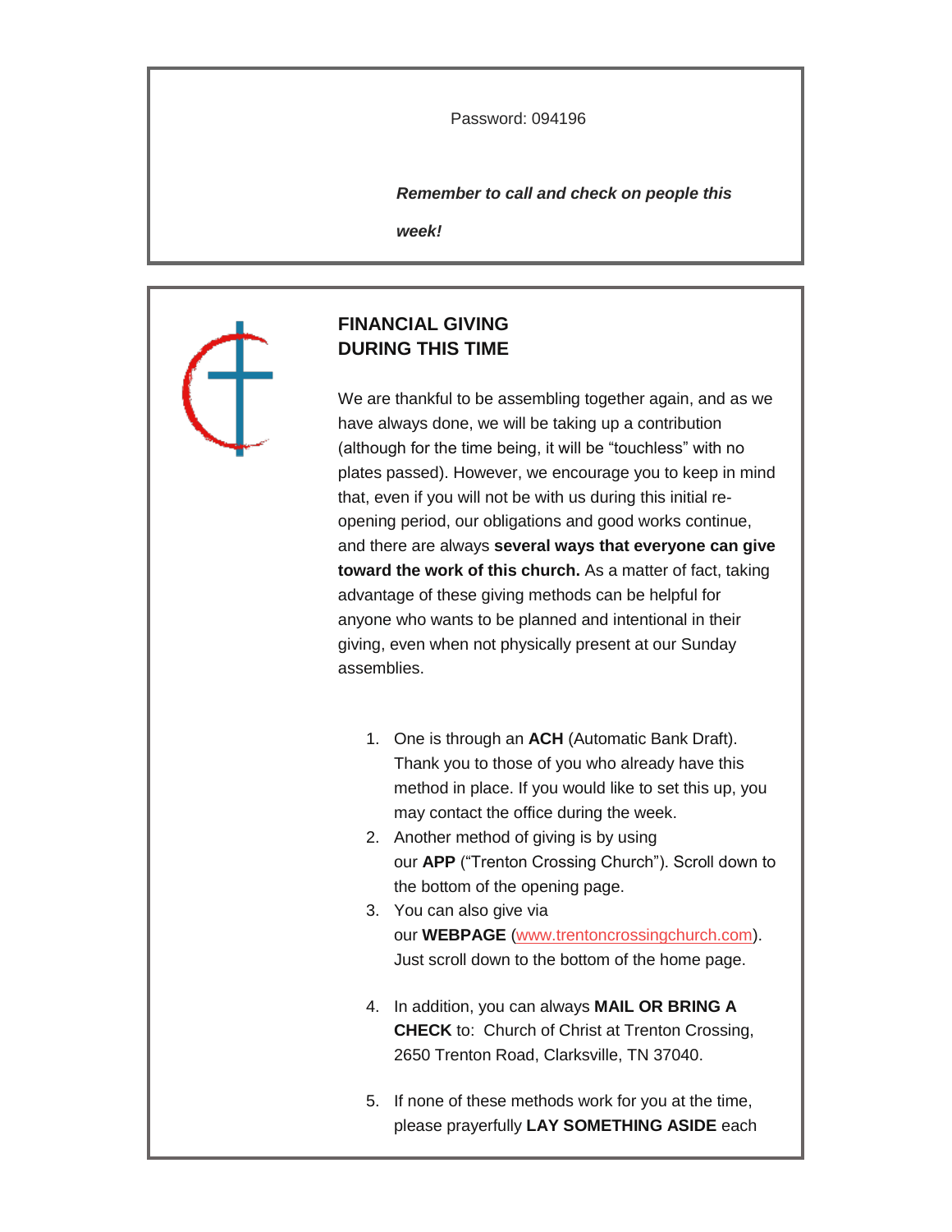Password: 094196

***Remember to call and check on people this week!***

## FINANCIAL GIVING DURING THIS TIME

We are thankful to be assembling together again, and as we have always done, we will be taking up a contribution (although for the time being, it will be "touchless" with no plates passed). However, we encourage you to keep in mind that, even if you will not be with us during this initial re-opening period, our obligations and good works continue, and there are always **several ways that everyone can give toward the work of this church.** As a matter of fact, taking advantage of these giving methods can be helpful for anyone who wants to be planned and intentional in their giving, even when not physically present at our Sunday assemblies.

1. One is through an **ACH** (Automatic Bank Draft). Thank you to those of you who already have this method in place. If you would like to set this up, you may contact the office during the week.
2. Another method of giving is by using our **APP** ("Trenton Crossing Church"). Scroll down to the bottom of the opening page.
3. You can also give via our **WEBPAGE** (www.trentoncrossingchurch.com). Just scroll down to the bottom of the home page.
4. In addition, you can always **MAIL OR BRING A CHECK** to: Church of Christ at Trenton Crossing, 2650 Trenton Road, Clarksville, TN 37040.
5. If none of these methods work for you at the time, please prayerfully **LAY SOMETHING ASIDE** each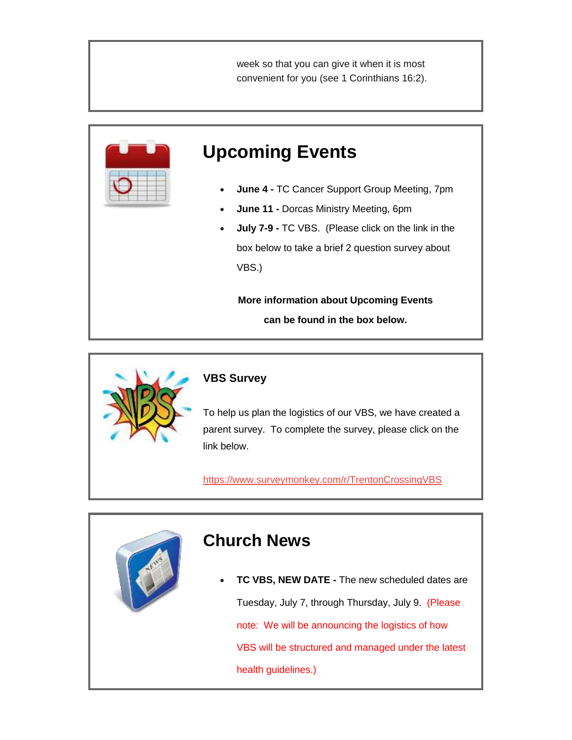week so that you can give it when it is most convenient for you (see 1 Corinthians 16:2).

## Upcoming Events

- **June 4 -** TC Cancer Support Group Meeting, 7pm
- **June 11 -** Dorcas Ministry Meeting, 6pm
- **July 7-9 -** TC VBS. (Please click on the link in the box below to take a brief 2 question survey about VBS.)

**More information about Upcoming Events can be found in the box below.**

### VBS Survey

To help us plan the logistics of our VBS, we have created a parent survey. To complete the survey, please click on the link below.

https://www.surveymonkey.com/r/TrentonCrossingVBS

## Church News

- **TC VBS, NEW DATE -** The new scheduled dates are Tuesday, July 7, through Thursday, July 9. (Please note: We will be announcing the logistics of how VBS will be structured and managed under the latest health guidelines.)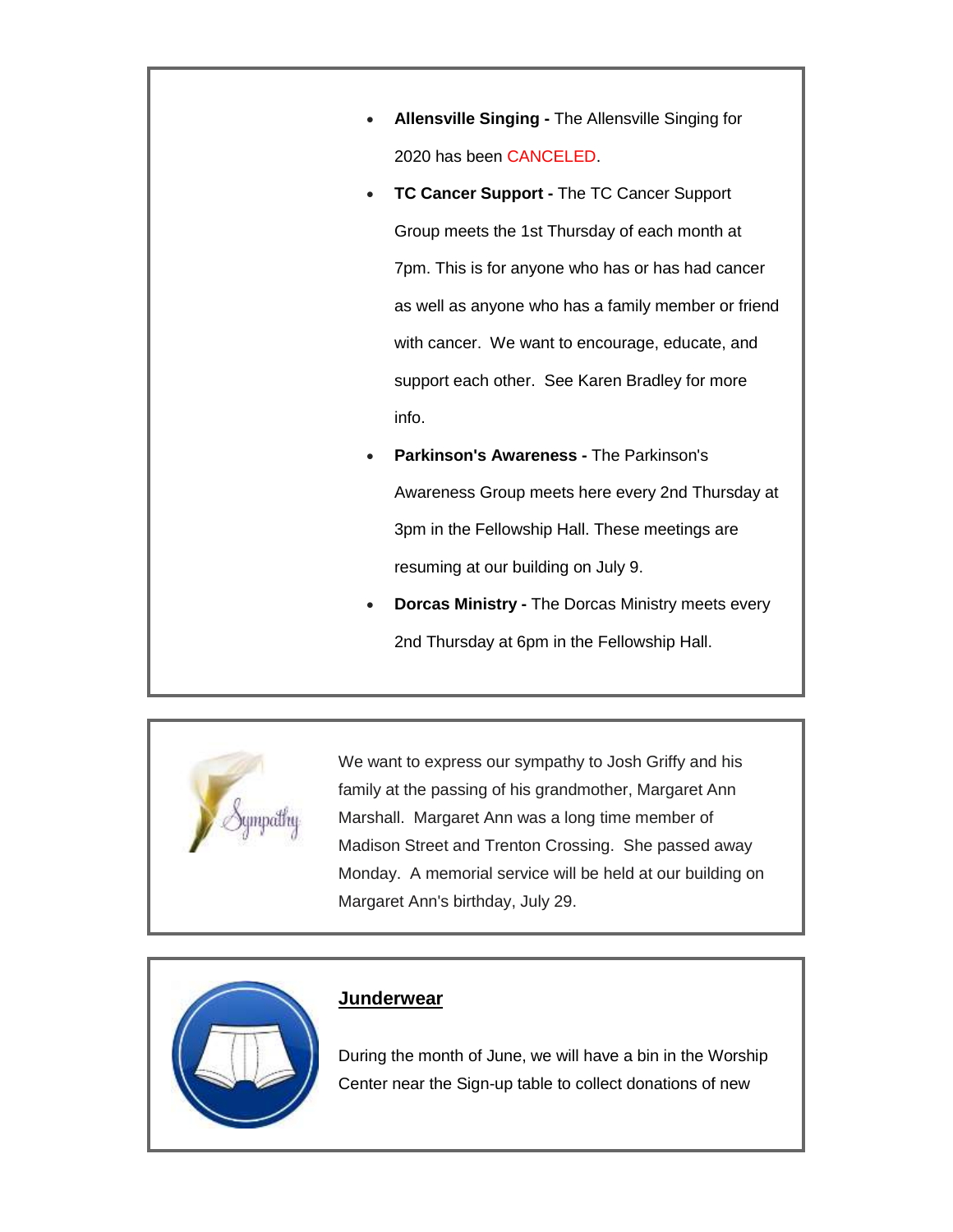- **Allensville Singing -** The Allensville Singing for 2020 has been CANCELED.
- **TC Cancer Support -** The TC Cancer Support Group meets the 1st Thursday of each month at 7pm. This is for anyone who has or has had cancer as well as anyone who has a family member or friend with cancer. We want to encourage, educate, and support each other. See Karen Bradley for more info.
- **Parkinson's Awareness -** The Parkinson's Awareness Group meets here every 2nd Thursday at 3pm in the Fellowship Hall. These meetings are resuming at our building on July 9.
- **Dorcas Ministry -** The Dorcas Ministry meets every 2nd Thursday at 6pm in the Fellowship Hall.

We want to express our sympathy to Josh Griffy and his family at the passing of his grandmother, Margaret Ann Marshall. Margaret Ann was a long time member of Madison Street and Trenton Crossing. She passed away Monday. A memorial service will be held at our building on Margaret Ann's birthday, July 29.

## Junderwear

During the month of June, we will have a bin in the Worship Center near the Sign-up table to collect donations of new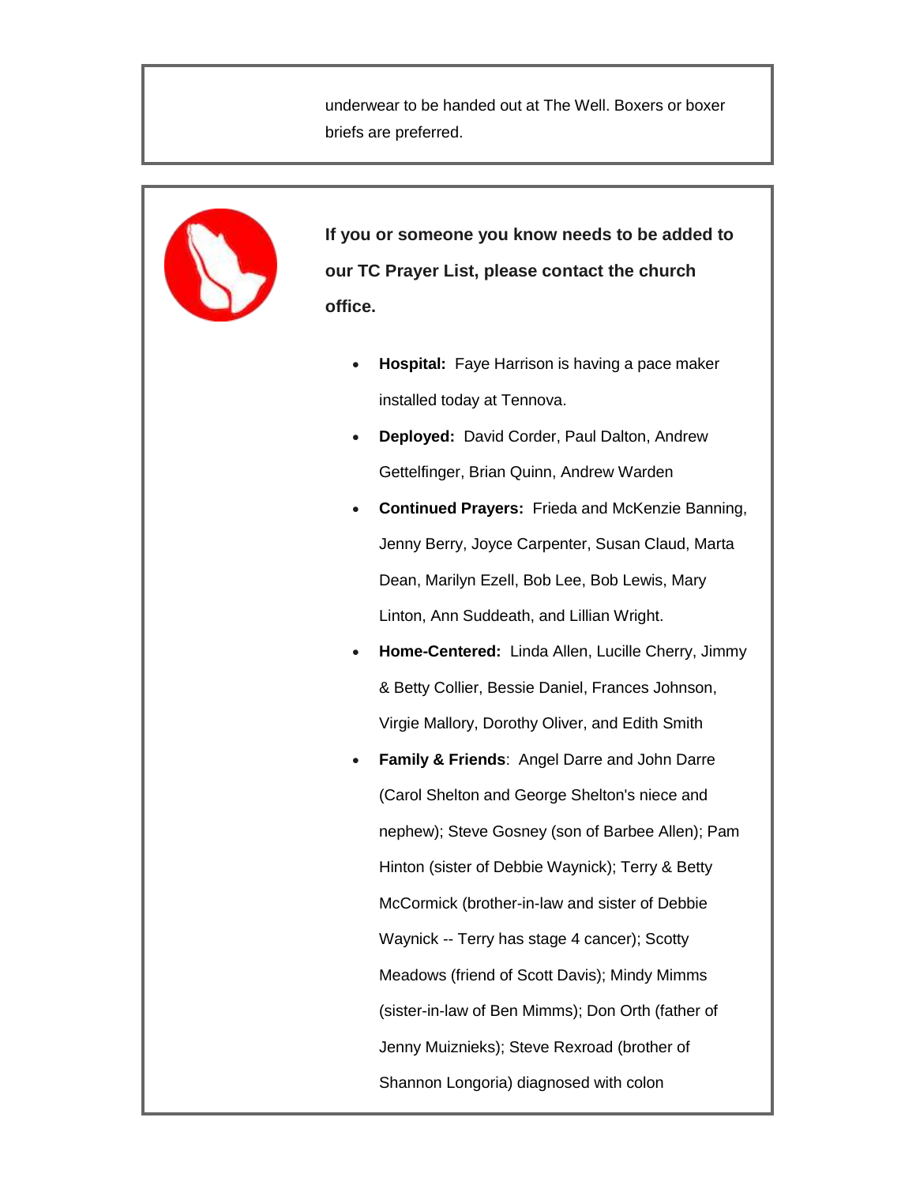underwear to be handed out at The Well. Boxers or boxer briefs are preferred.

**If you or someone you know needs to be added to our TC Prayer List, please contact the church office.**

- **Hospital:** Faye Harrison is having a pace maker installed today at Tennova.
- **Deployed:** David Corder, Paul Dalton, Andrew Gettelfinger, Brian Quinn, Andrew Warden
- **Continued Prayers:** Frieda and McKenzie Banning, Jenny Berry, Joyce Carpenter, Susan Claud, Marta Dean, Marilyn Ezell, Bob Lee, Bob Lewis, Mary Linton, Ann Suddeath, and Lillian Wright.
- **Home-Centered:** Linda Allen, Lucille Cherry, Jimmy & Betty Collier, Bessie Daniel, Frances Johnson, Virgie Mallory, Dorothy Oliver, and Edith Smith
- **Family & Friends**: Angel Darre and John Darre (Carol Shelton and George Shelton's niece and nephew); Steve Gosney (son of Barbee Allen); Pam Hinton (sister of Debbie Waynick); Terry & Betty McCormick (brother-in-law and sister of Debbie Waynick -- Terry has stage 4 cancer); Scotty Meadows (friend of Scott Davis); Mindy Mimms (sister-in-law of Ben Mimms); Don Orth (father of Jenny Muiznieks); Steve Rexroad (brother of Shannon Longoria) diagnosed with colon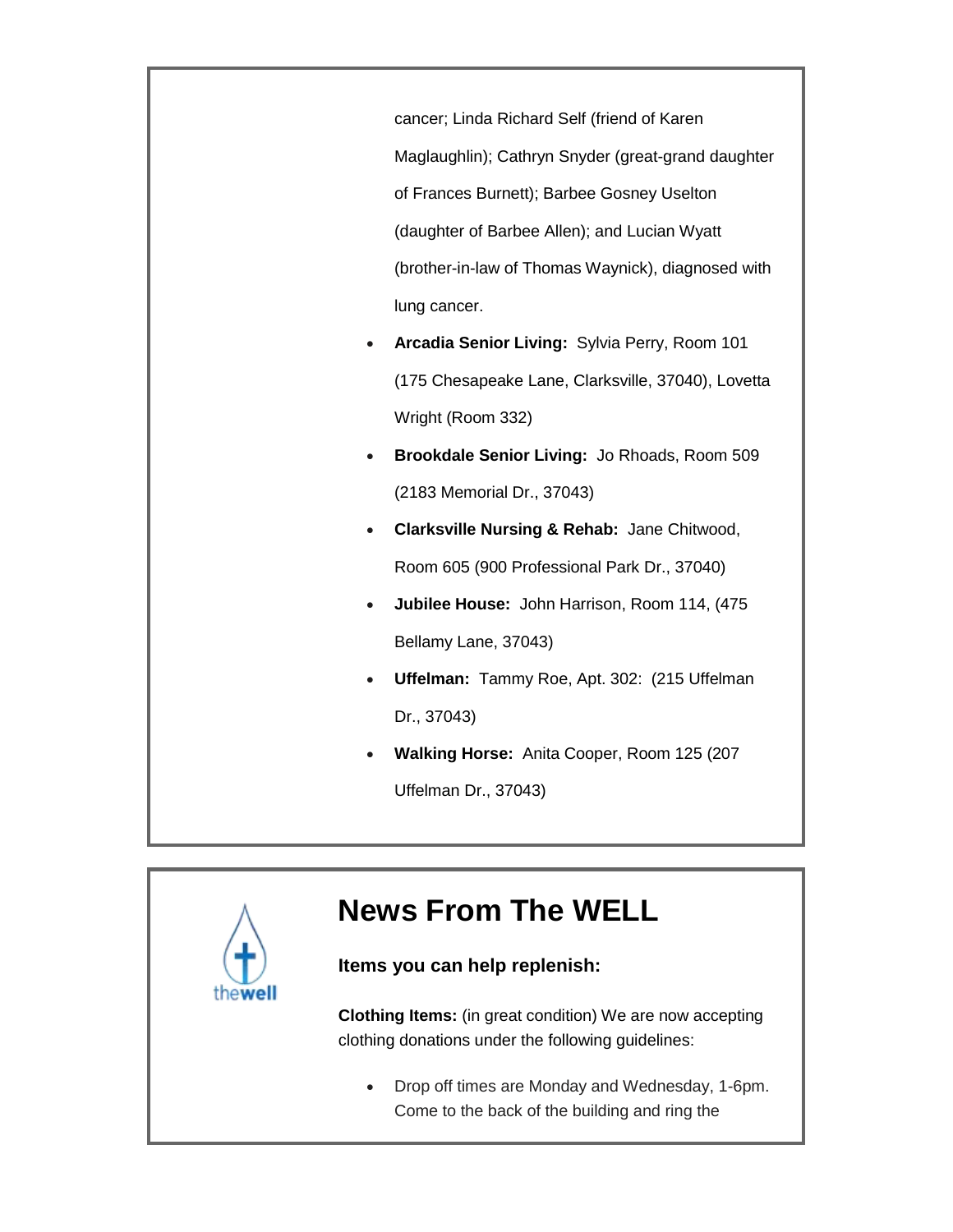cancer; Linda Richard Self (friend of Karen Maglaughlin); Cathryn Snyder (great-grand daughter of Frances Burnett); Barbee Gosney Uselton (daughter of Barbee Allen); and Lucian Wyatt (brother-in-law of Thomas Waynick), diagnosed with lung cancer.

- **Arcadia Senior Living:** Sylvia Perry, Room 101 (175 Chesapeake Lane, Clarksville, 37040), Lovetta Wright (Room 332)
- **Brookdale Senior Living:** Jo Rhoads, Room 509 (2183 Memorial Dr., 37043)
- **Clarksville Nursing & Rehab:** Jane Chitwood, Room 605 (900 Professional Park Dr., 37040)
- **Jubilee House:** John Harrison, Room 114, (475 Bellamy Lane, 37043)
- **Uffelman:** Tammy Roe, Apt. 302: (215 Uffelman Dr., 37043)
- **Walking Horse:** Anita Cooper, Room 125 (207 Uffelman Dr., 37043)

thewell

# News From The WELL

### Items you can help replenish:

**Clothing Items:** (in great condition) We are now accepting clothing donations under the following guidelines:

- Drop off times are Monday and Wednesday, 1-6pm. Come to the back of the building and ring the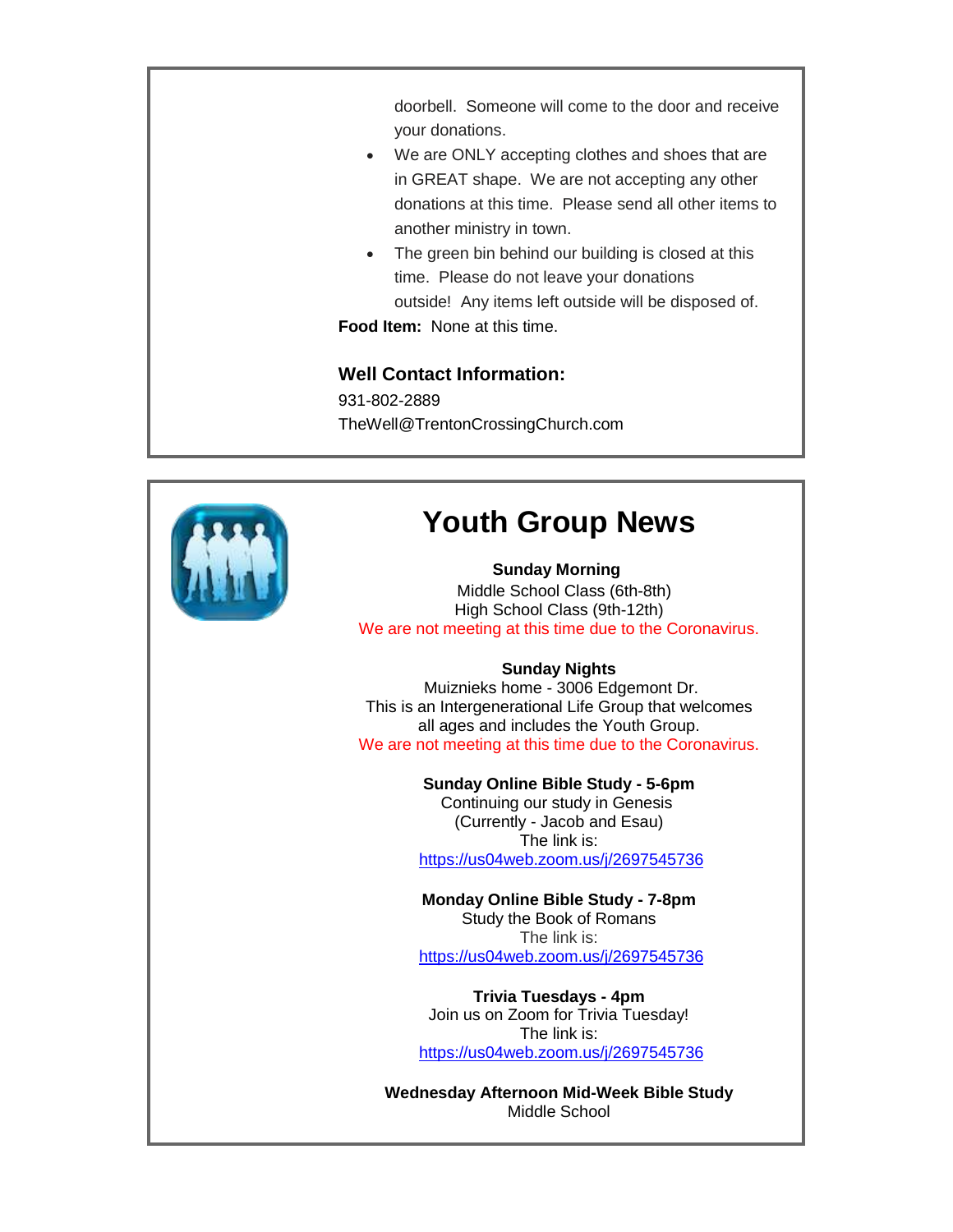doorbell. Someone will come to the door and receive your donations.

- We are ONLY accepting clothes and shoes that are in GREAT shape. We are not accepting any other donations at this time. Please send all other items to another ministry in town.
- The green bin behind our building is closed at this time. Please do not leave your donations outside! Any items left outside will be disposed of.

**Food Item:** None at this time.

### Well Contact Information:

931-802-2889
TheWell@TrentonCrossingChurch.com

# Youth Group News

**Sunday Morning**
Middle School Class (6th-8th)
High School Class (9th-12th)
We are not meeting at this time due to the Coronavirus.

**Sunday Nights**
Muiznieks home - 3006 Edgemont Dr.
This is an Intergenerational Life Group that welcomes all ages and includes the Youth Group.
We are not meeting at this time due to the Coronavirus.

**Sunday Online Bible Study - 5-6pm**
Continuing our study in Genesis
(Currently - Jacob and Esau)
The link is:
https://us04web.zoom.us/j/2697545736

**Monday Online Bible Study - 7-8pm**
Study the Book of Romans
The link is:
https://us04web.zoom.us/j/2697545736

**Trivia Tuesdays - 4pm**
Join us on Zoom for Trivia Tuesday!
The link is:
https://us04web.zoom.us/j/2697545736

**Wednesday Afternoon Mid-Week Bible Study**
Middle School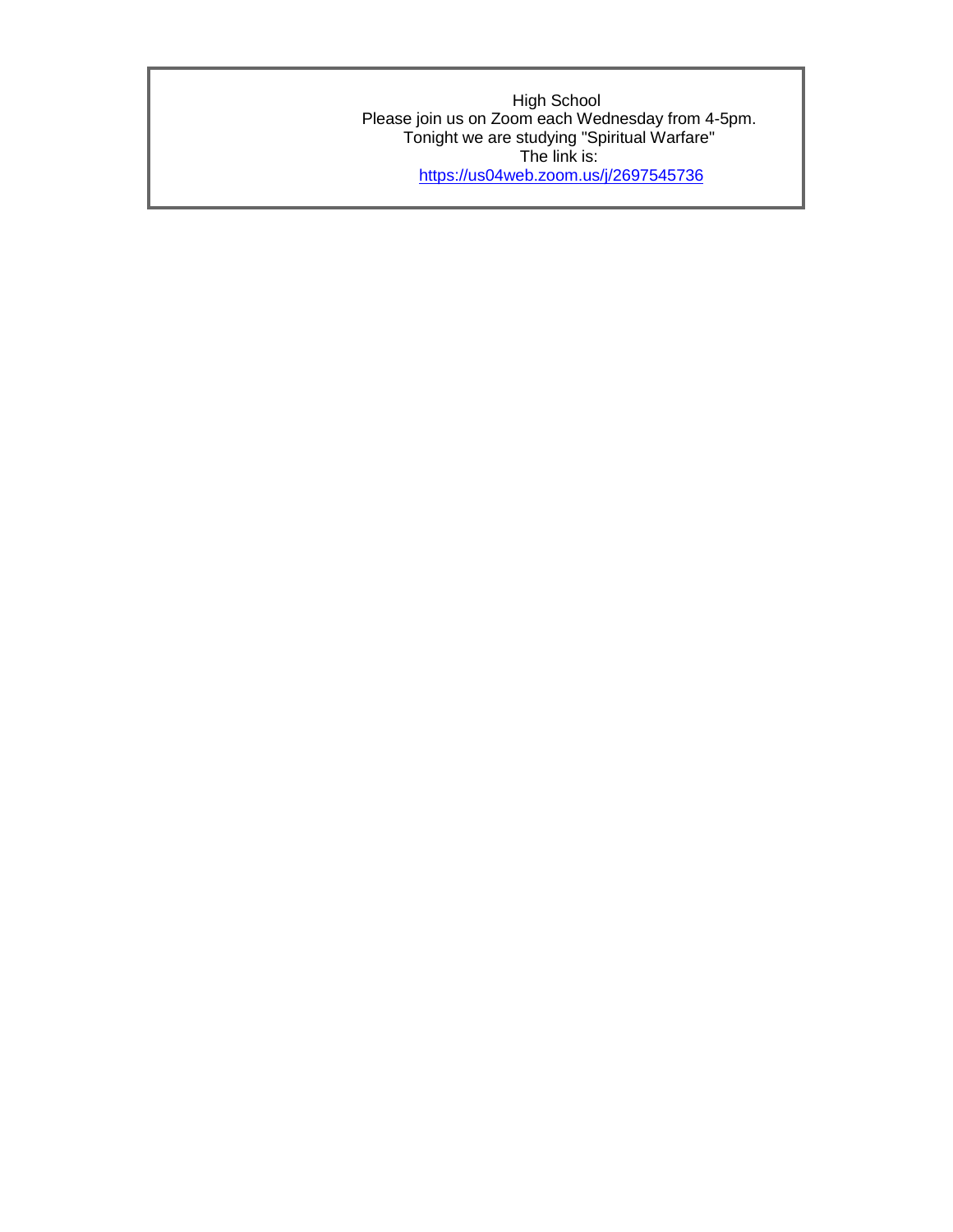High School

Please join us on Zoom each Wednesday from 4-5pm.

Tonight we are studying "Spiritual Warfare"

The link is:

https://us04web.zoom.us/j/2697545736